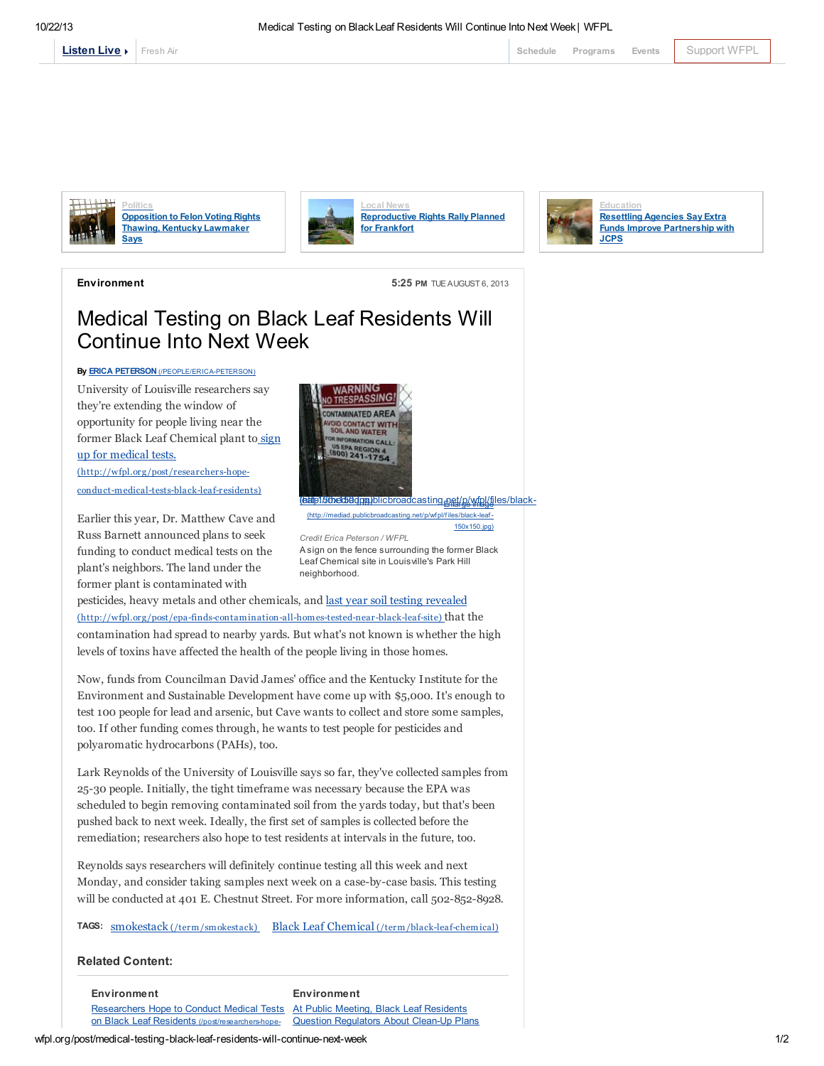Listen Live ▸ Fresh Air | Schedule | Programs | Events | Support WFPL

Politics
[Opposition to Felon Voting Rights Thawing, Kentucky Lawmaker Says]

Local News
[Reproductive Rights Rally Planned for Frankfort]

Education
[Resettling Agencies Say Extra Funds Improve Partnership with JCPS]

**Environment** 5:25 PM TUE AUGUST 6, 2013

# Medical Testing on Black Leaf Residents Will Continue Into Next Week

By ERICA PETERSON (/PEOPLE/ERICA-PETERSON)

(http://mediad.publicbroadcasting.net/p/wfpl/files/black-leaf_150x150.jpg) Enlarge image (http://mediad.publicbroadcasting.net/p/wfpl/files/black-leaf-150x150.jpg)

*Credit Erica Peterson / WFPL*

A sign on the fence surrounding the former Black Leaf Chemical site in Louisville's Park Hill neighborhood.

University of Louisville researchers say they're extending the window of opportunity for people living near the former Black Leaf Chemical plant to sign up for medical tests. (http://wfpl.org/post/researchers-hope-conduct-medical-tests-black-leaf-residents)

Earlier this year, Dr. Matthew Cave and Russ Barnett announced plans to seek funding to conduct medical tests on the plant's neighbors. The land under the former plant is contaminated with pesticides, heavy metals and other chemicals, and last year soil testing revealed (http://wfpl.org/post/epa-finds-contamination-all-homes-tested-near-black-leaf-site) that the contamination had spread to nearby yards. But what's not known is whether the high levels of toxins have affected the health of the people living in those homes.

Now, funds from Councilman David James' office and the Kentucky Institute for the Environment and Sustainable Development have come up with $5,000. It's enough to test 100 people for lead and arsenic, but Cave wants to collect and store some samples, too. If other funding comes through, he wants to test people for pesticides and polyaromatic hydrocarbons (PAHs), too.

Lark Reynolds of the University of Louisville says so far, they've collected samples from 25-30 people. Initially, the tight timeframe was necessary because the EPA was scheduled to begin removing contaminated soil from the yards today, but that's been pushed back to next week. Ideally, the first set of samples is collected before the remediation; researchers also hope to test residents at intervals in the future, too.

Reynolds says researchers will definitely continue testing all this week and next Monday, and consider taking samples next week on a case-by-case basis. This testing will be conducted at 401 E. Chestnut Street. For more information, call 502-852-8928.

**TAGS:** smokestack (/term/smokestack) Black Leaf Chemical (/term/black-leaf-chemical)

### Related Content:

**Environment**
Researchers Hope to Conduct Medical Tests on Black Leaf Residents (/post/researchers-hope-

**Environment**
At Public Meeting, Black Leaf Residents Question Regulators About Clean-Up Plans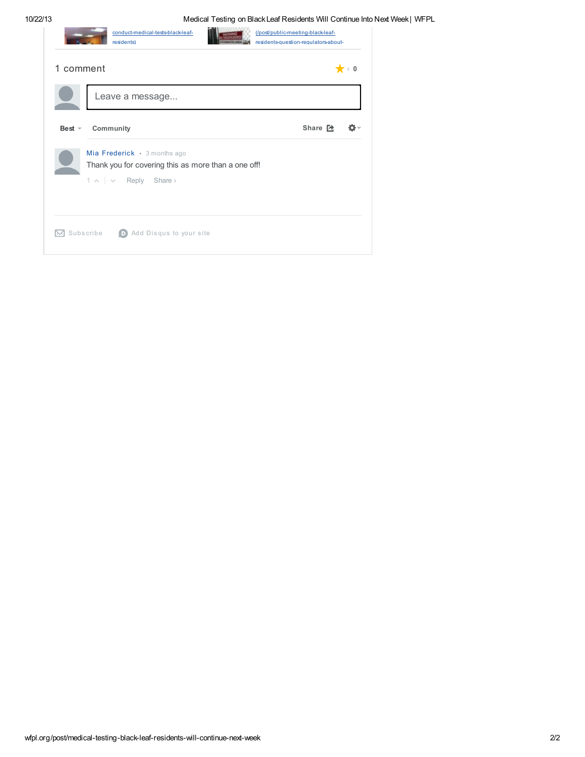conduct-medical-tests-black-leaf-residents)

(/post/public-meeting-black-leaf-residents-question-regulators-about-

1 comment

0

Leave a message...

Best Community Share

Mia Frederick • 3 months ago

Thank you for covering this as more than a one off!

1 Reply Share ›

Subscribe Add Disqus to your site